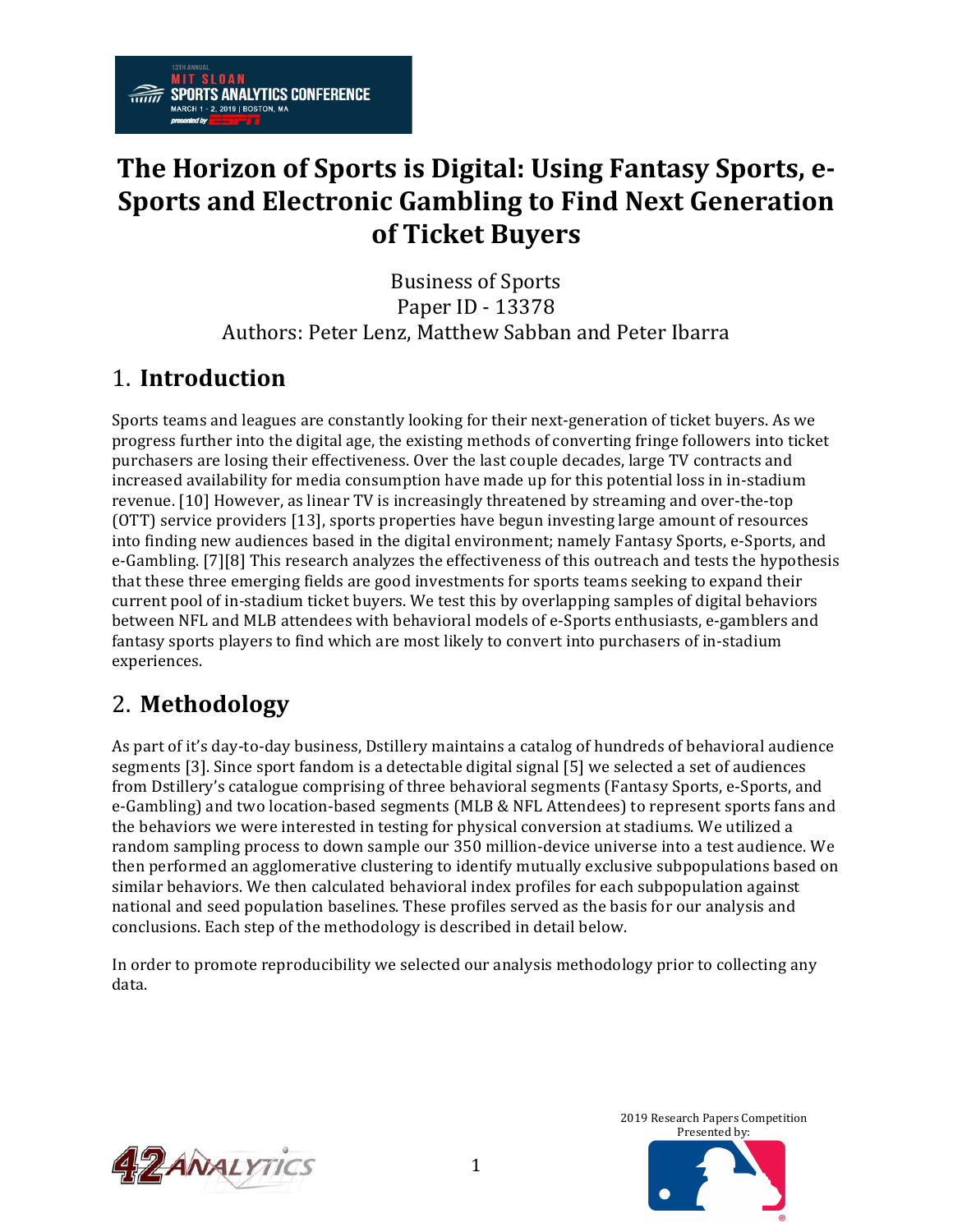# The Horizon of Sports is Digital: Using Fantasy Sports, e-Sports and Electronic Gambling to Find Next Generation of Ticket Buyers

Business of Sports
Paper ID - 13378
Authors: Peter Lenz, Matthew Sabban and Peter Ibarra

## 1. **Introduction**

Sports teams and leagues are constantly looking for their next-generation of ticket buyers. As we progress further into the digital age, the existing methods of converting fringe followers into ticket purchasers are losing their effectiveness. Over the last couple decades, large TV contracts and increased availability for media consumption have made up for this potential loss in in-stadium revenue. [10] However, as linear TV is increasingly threatened by streaming and over-the-top (OTT) service providers [13], sports properties have begun investing large amount of resources into finding new audiences based in the digital environment; namely Fantasy Sports, e-Sports, and e-Gambling. [7][8] This research analyzes the effectiveness of this outreach and tests the hypothesis that these three emerging fields are good investments for sports teams seeking to expand their current pool of in-stadium ticket buyers. We test this by overlapping samples of digital behaviors between NFL and MLB attendees with behavioral models of e-Sports enthusiasts, e-gamblers and fantasy sports players to find which are most likely to convert into purchasers of in-stadium experiences.

## 2. **Methodology**

As part of it's day-to-day business, Dstillery maintains a catalog of hundreds of behavioral audience segments [3]. Since sport fandom is a detectable digital signal [5] we selected a set of audiences from Dstillery's catalogue comprising of three behavioral segments (Fantasy Sports, e-Sports, and e-Gambling) and two location-based segments (MLB & NFL Attendees) to represent sports fans and the behaviors we were interested in testing for physical conversion at stadiums. We utilized a random sampling process to down sample our 350 million-device universe into a test audience. We then performed an agglomerative clustering to identify mutually exclusive subpopulations based on similar behaviors. We then calculated behavioral index profiles for each subpopulation against national and seed population baselines. These profiles served as the basis for our analysis and conclusions. Each step of the methodology is described in detail below.

In order to promote reproducibility we selected our analysis methodology prior to collecting any data.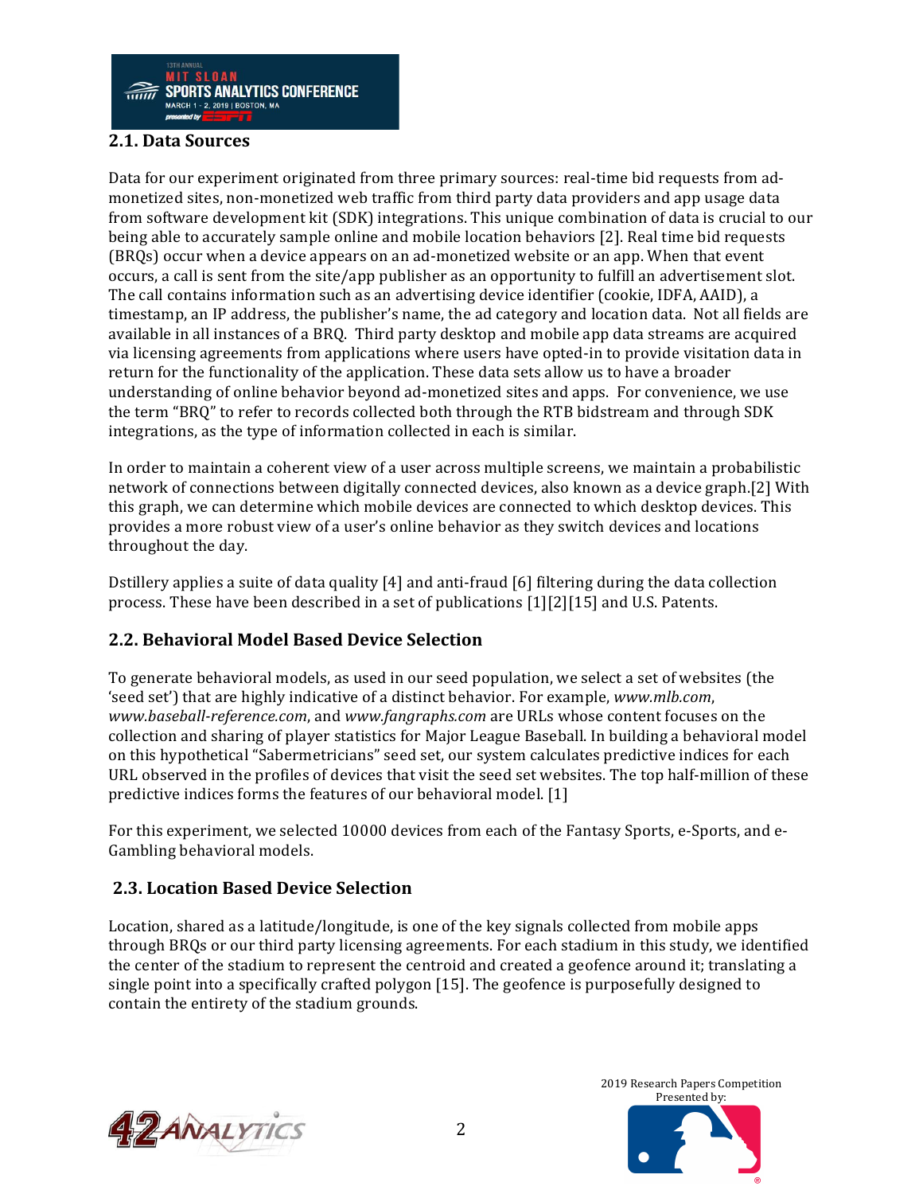## 2.1. Data Sources

Data for our experiment originated from three primary sources: real-time bid requests from ad-monetized sites, non-monetized web traffic from third party data providers and app usage data from software development kit (SDK) integrations. This unique combination of data is crucial to our being able to accurately sample online and mobile location behaviors [2]. Real time bid requests (BRQs) occur when a device appears on an ad-monetized website or an app. When that event occurs, a call is sent from the site/app publisher as an opportunity to fulfill an advertisement slot. The call contains information such as an advertising device identifier (cookie, IDFA, AAID), a timestamp, an IP address, the publisher's name, the ad category and location data. Not all fields are available in all instances of a BRQ. Third party desktop and mobile app data streams are acquired via licensing agreements from applications where users have opted-in to provide visitation data in return for the functionality of the application. These data sets allow us to have a broader understanding of online behavior beyond ad-monetized sites and apps. For convenience, we use the term "BRQ" to refer to records collected both through the RTB bidstream and through SDK integrations, as the type of information collected in each is similar.

In order to maintain a coherent view of a user across multiple screens, we maintain a probabilistic network of connections between digitally connected devices, also known as a device graph.[2] With this graph, we can determine which mobile devices are connected to which desktop devices. This provides a more robust view of a user's online behavior as they switch devices and locations throughout the day.

Dstillery applies a suite of data quality [4] and anti-fraud [6] filtering during the data collection process. These have been described in a set of publications [1][2][15] and U.S. Patents.

## 2.2. Behavioral Model Based Device Selection

To generate behavioral models, as used in our seed population, we select a set of websites (the 'seed set') that are highly indicative of a distinct behavior. For example, *www.mlb.com*, *www.baseball-reference.com*, and *www.fangraphs.com* are URLs whose content focuses on the collection and sharing of player statistics for Major League Baseball. In building a behavioral model on this hypothetical "Sabermetricians" seed set, our system calculates predictive indices for each URL observed in the profiles of devices that visit the seed set websites. The top half-million of these predictive indices forms the features of our behavioral model. [1]

For this experiment, we selected 10000 devices from each of the Fantasy Sports, e-Sports, and e-Gambling behavioral models.

## 2.3. Location Based Device Selection

Location, shared as a latitude/longitude, is one of the key signals collected from mobile apps through BRQs or our third party licensing agreements. For each stadium in this study, we identified the center of the stadium to represent the centroid and created a geofence around it; translating a single point into a specifically crafted polygon [15]. The geofence is purposefully designed to contain the entirety of the stadium grounds.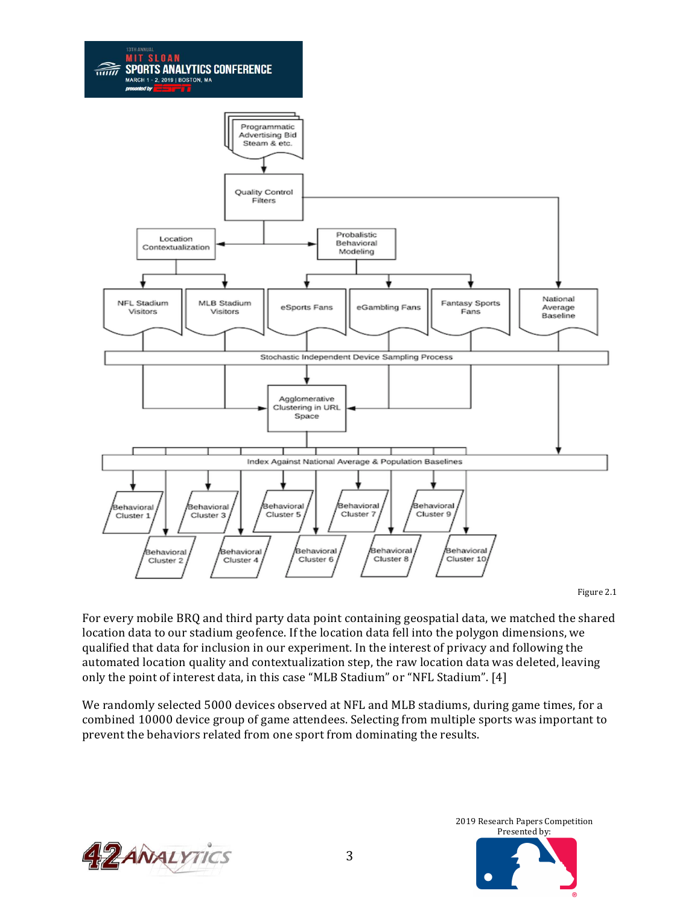Figure 2.1

For every mobile BRQ and third party data point containing geospatial data, we matched the shared location data to our stadium geofence. If the location data fell into the polygon dimensions, we qualified that data for inclusion in our experiment. In the interest of privacy and following the automated location quality and contextualization step, the raw location data was deleted, leaving only the point of interest data, in this case "MLB Stadium" or "NFL Stadium". [4]

We randomly selected 5000 devices observed at NFL and MLB stadiums, during game times, for a combined 10000 device group of game attendees. Selecting from multiple sports was important to prevent the behaviors related from one sport from dominating the results.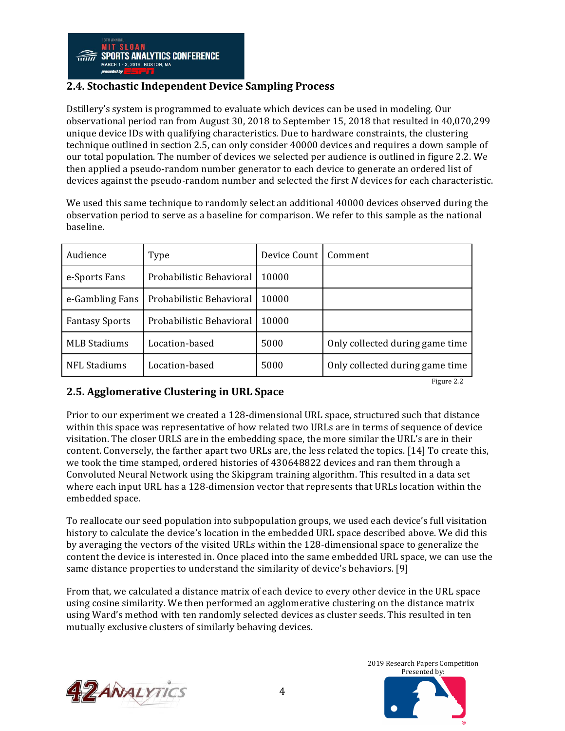## 2.4. Stochastic Independent Device Sampling Process

Dstillery's system is programmed to evaluate which devices can be used in modeling. Our observational period ran from August 30, 2018 to September 15, 2018 that resulted in 40,070,299 unique device IDs with qualifying characteristics. Due to hardware constraints, the clustering technique outlined in section 2.5, can only consider 40000 devices and requires a down sample of our total population. The number of devices we selected per audience is outlined in figure 2.2. We then applied a pseudo-random number generator to each device to generate an ordered list of devices against the pseudo-random number and selected the first *N* devices for each characteristic.

We used this same technique to randomly select an additional 40000 devices observed during the observation period to serve as a baseline for comparison. We refer to this sample as the national baseline.

| Audience | Type | Device Count | Comment |
|---|---|---|---|
| e-Sports Fans | Probabilistic Behavioral | 10000 | |
| e-Gambling Fans | Probabilistic Behavioral | 10000 | |
| Fantasy Sports | Probabilistic Behavioral | 10000 | |
| MLB Stadiums | Location-based | 5000 | Only collected during game time |
| NFL Stadiums | Location-based | 5000 | Only collected during game time |

Figure 2.2

## 2.5. Agglomerative Clustering in URL Space

Prior to our experiment we created a 128-dimensional URL space, structured such that distance within this space was representative of how related two URLs are in terms of sequence of device visitation. The closer URLS are in the embedding space, the more similar the URL's are in their content. Conversely, the farther apart two URLs are, the less related the topics. [14] To create this, we took the time stamped, ordered histories of 430648822 devices and ran them through a Convoluted Neural Network using the Skipgram training algorithm. This resulted in a data set where each input URL has a 128-dimension vector that represents that URLs location within the embedded space.

To reallocate our seed population into subpopulation groups, we used each device's full visitation history to calculate the device's location in the embedded URL space described above. We did this by averaging the vectors of the visited URLs within the 128-dimensional space to generalize the content the device is interested in. Once placed into the same embedded URL space, we can use the same distance properties to understand the similarity of device's behaviors. [9]

From that, we calculated a distance matrix of each device to every other device in the URL space using cosine similarity. We then performed an agglomerative clustering on the distance matrix using Ward's method with ten randomly selected devices as cluster seeds. This resulted in ten mutually exclusive clusters of similarly behaving devices.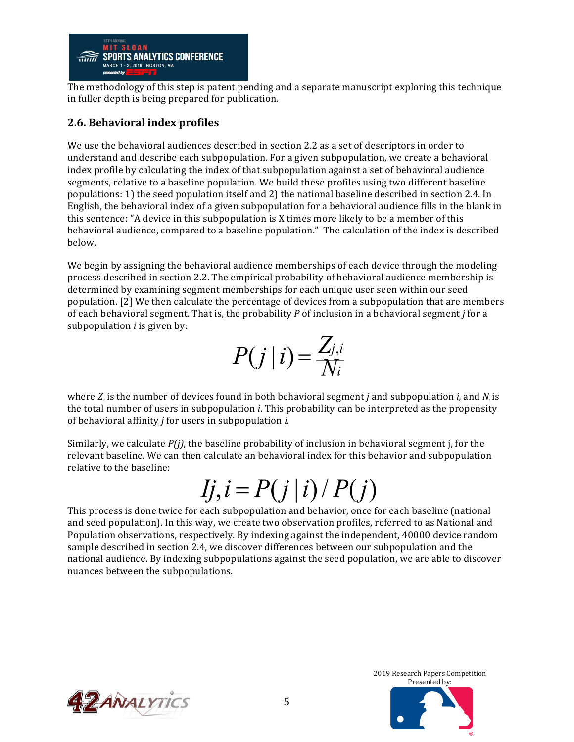The methodology of this step is patent pending and a separate manuscript exploring this technique in fuller depth is being prepared for publication.

## 2.6. Behavioral index profiles

We use the behavioral audiences described in section 2.2 as a set of descriptors in order to understand and describe each subpopulation. For a given subpopulation, we create a behavioral index profile by calculating the index of that subpopulation against a set of behavioral audience segments, relative to a baseline population. We build these profiles using two different baseline populations: 1) the seed population itself and 2) the national baseline described in section 2.4. In English, the behavioral index of a given subpopulation for a behavioral audience fills in the blank in this sentence: "A device in this subpopulation is X times more likely to be a member of this behavioral audience, compared to a baseline population." The calculation of the index is described below.

We begin by assigning the behavioral audience memberships of each device through the modeling process described in section 2.2. The empirical probability of behavioral audience membership is determined by examining segment memberships for each unique user seen within our seed population. [2] We then calculate the percentage of devices from a subpopulation that are members of each behavioral segment. That is, the probability $P$ of inclusion in a behavioral segment $j$ for a subpopulation $i$ is given by:

$$P(j \mid i) = \frac{Z_{j,i}}{N_i}$$

where $Z_i$ is the number of devices found in both behavioral segment $j$ and subpopulation $i$, and $N_i$ is the total number of users in subpopulation $i$. This probability can be interpreted as the propensity of behavioral affinity $j$ for users in subpopulation $i$.

Similarly, we calculate $P(j)$, the baseline probability of inclusion in behavioral segment j, for the relevant baseline. We can then calculate an behavioral index for this behavior and subpopulation relative to the baseline:

$$Ij, i = P(j \mid i) / P(j)$$

This process is done twice for each subpopulation and behavior, once for each baseline (national and seed population). In this way, we create two observation profiles, referred to as National and Population observations, respectively. By indexing against the independent, 40000 device random sample described in section 2.4, we discover differences between our subpopulation and the national audience. By indexing subpopulations against the seed population, we are able to discover nuances between the subpopulations.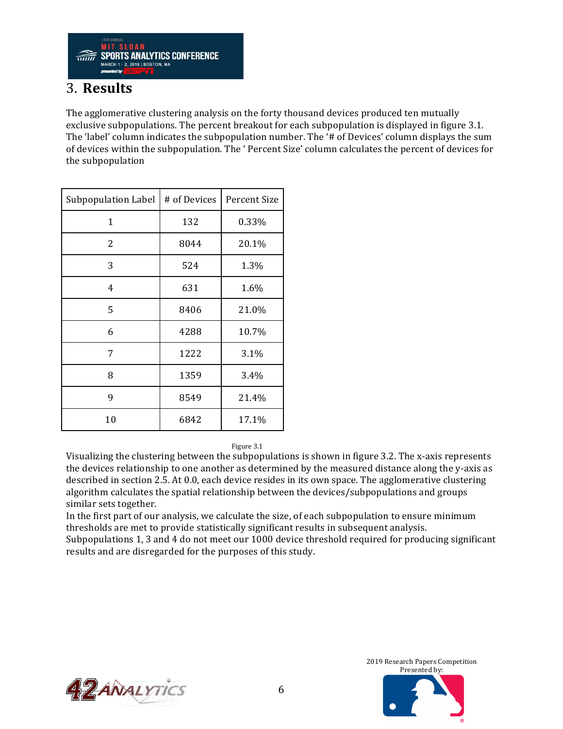# 3. **Results**

The agglomerative clustering analysis on the forty thousand devices produced ten mutually exclusive subpopulations. The percent breakout for each subpopulation is displayed in figure 3.1. The 'label' column indicates the subpopulation number. The '# of Devices' column displays the sum of devices within the subpopulation. The ' Percent Size' column calculates the percent of devices for the subpopulation

| Subpopulation Label | # of Devices | Percent Size |
|---|---|---|
| 1 | 132 | 0.33% |
| 2 | 8044 | 20.1% |
| 3 | 524 | 1.3% |
| 4 | 631 | 1.6% |
| 5 | 8406 | 21.0% |
| 6 | 4288 | 10.7% |
| 7 | 1222 | 3.1% |
| 8 | 1359 | 3.4% |
| 9 | 8549 | 21.4% |
| 10 | 6842 | 17.1% |

Figure 3.1

Visualizing the clustering between the subpopulations is shown in figure 3.2. The x-axis represents the devices relationship to one another as determined by the measured distance along the y-axis as described in section 2.5. At 0.0, each device resides in its own space. The agglomerative clustering algorithm calculates the spatial relationship between the devices/subpopulations and groups similar sets together.

In the first part of our analysis, we calculate the size, of each subpopulation to ensure minimum thresholds are met to provide statistically significant results in subsequent analysis.

Subpopulations 1, 3 and 4 do not meet our 1000 device threshold required for producing significant results and are disregarded for the purposes of this study.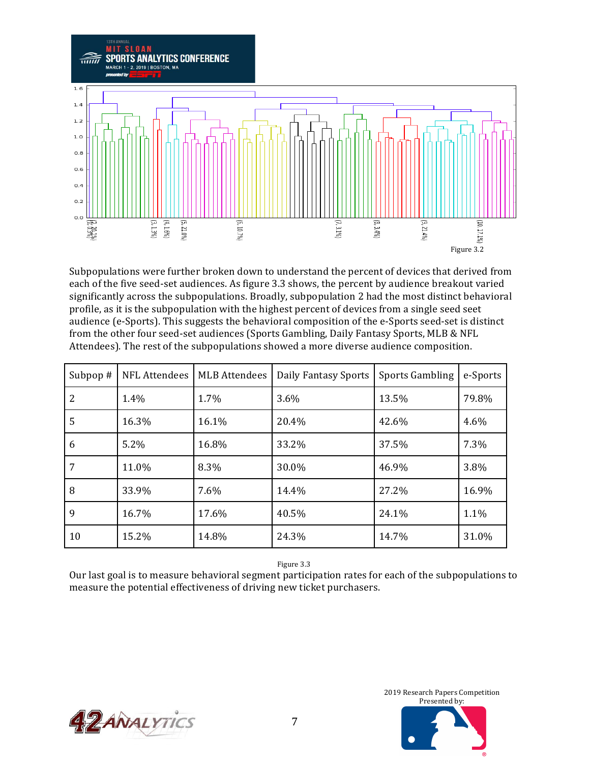Figure 3.2

Subpopulations were further broken down to understand the percent of devices that derived from each of the five seed-set audiences. As figure 3.3 shows, the percent by audience breakout varied significantly across the subpopulations. Broadly, subpopulation 2 had the most distinct behavioral profile, as it is the subpopulation with the highest percent of devices from a single seed set audience (e-Sports). This suggests the behavioral composition of the e-Sports seed-set is distinct from the other four seed-set audiences (Sports Gambling, Daily Fantasy Sports, MLB & NFL Attendees). The rest of the subpopulations showed a more diverse audience composition.

| Subpop # | NFL Attendees | MLB Attendees | Daily Fantasy Sports | Sports Gambling | e-Sports |
|---|---|---|---|---|---|
| 2 | 1.4% | 1.7% | 3.6% | 13.5% | 79.8% |
| 5 | 16.3% | 16.1% | 20.4% | 42.6% | 4.6% |
| 6 | 5.2% | 16.8% | 33.2% | 37.5% | 7.3% |
| 7 | 11.0% | 8.3% | 30.0% | 46.9% | 3.8% |
| 8 | 33.9% | 7.6% | 14.4% | 27.2% | 16.9% |
| 9 | 16.7% | 17.6% | 40.5% | 24.1% | 1.1% |
| 10 | 15.2% | 14.8% | 24.3% | 14.7% | 31.0% |

Figure 3.3

Our last goal is to measure behavioral segment participation rates for each of the subpopulations to measure the potential effectiveness of driving new ticket purchasers.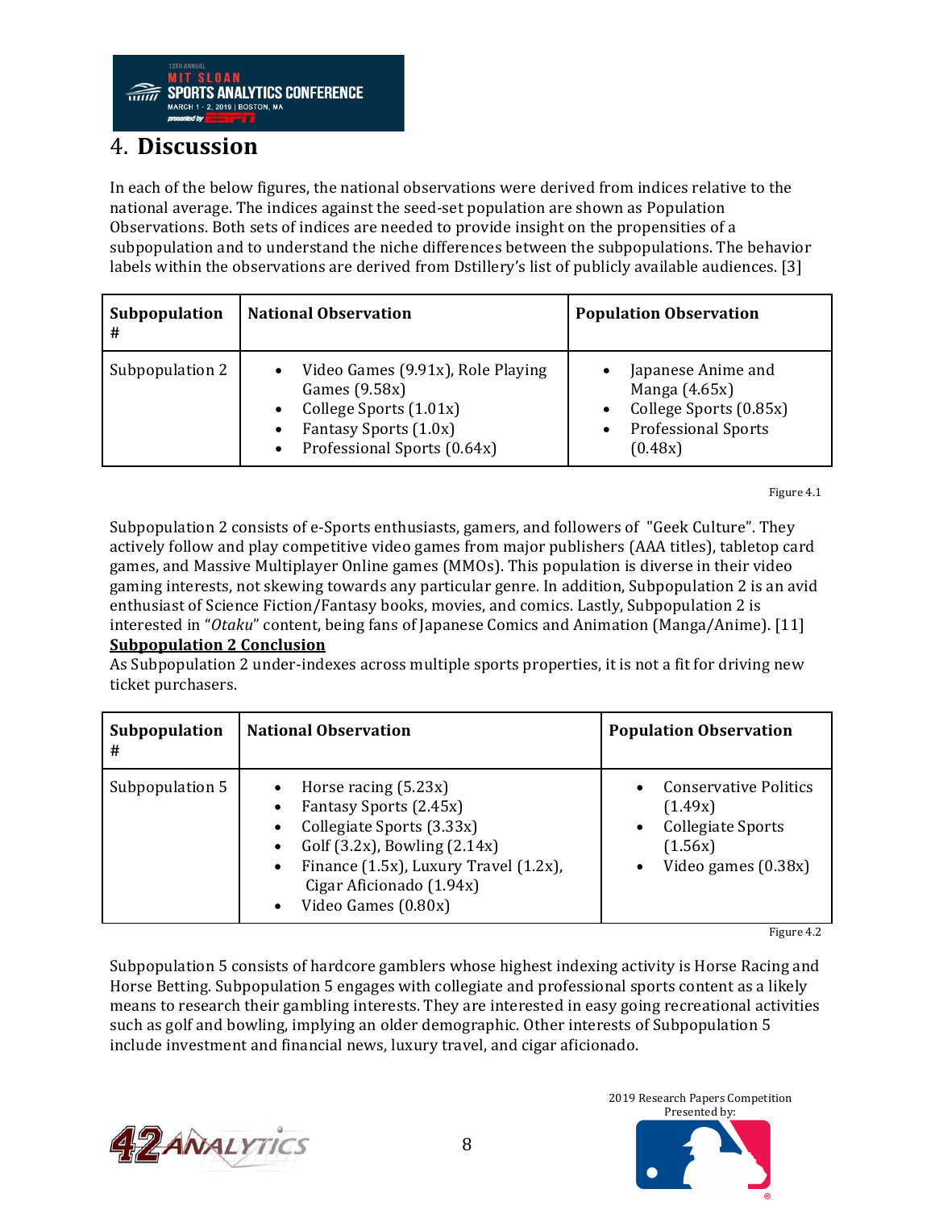# 4. **Discussion**

In each of the below figures, the national observations were derived from indices relative to the national average. The indices against the seed-set population are shown as Population Observations. Both sets of indices are needed to provide insight on the propensities of a subpopulation and to understand the niche differences between the subpopulations. The behavior labels within the observations are derived from Dstillery's list of publicly available audiences. [3]

| Subpopulation # | National Observation | Population Observation |
|---|---|---|
| Subpopulation 2 | • Video Games (9.91x), Role Playing Games (9.58x)<br>• College Sports (1.01x)<br>• Fantasy Sports (1.0x)<br>• Professional Sports (0.64x) | • Japanese Anime and Manga (4.65x)<br>• College Sports (0.85x)<br>• Professional Sports (0.48x) |

Figure 4.1

Subpopulation 2 consists of e-Sports enthusiasts, gamers, and followers of "Geek Culture". They actively follow and play competitive video games from major publishers (AAA titles), tabletop card games, and Massive Multiplayer Online games (MMOs). This population is diverse in their video gaming interests, not skewing towards any particular genre. In addition, Subpopulation 2 is an avid enthusiast of Science Fiction/Fantasy books, movies, and comics. Lastly, Subpopulation 2 is interested in "*Otaku*" content, being fans of Japanese Comics and Animation (Manga/Anime). [11]

**Subpopulation 2 Conclusion**

As Subpopulation 2 under-indexes across multiple sports properties, it is not a fit for driving new ticket purchasers.

| Subpopulation # | National Observation | Population Observation |
|---|---|---|
| Subpopulation 5 | • Horse racing (5.23x)<br>• Fantasy Sports (2.45x)<br>• Collegiate Sports (3.33x)<br>• Golf (3.2x), Bowling (2.14x)<br>• Finance (1.5x), Luxury Travel (1.2x), Cigar Aficionado (1.94x)<br>• Video Games (0.80x) | • Conservative Politics (1.49x)<br>• Collegiate Sports (1.56x)<br>• Video games (0.38x) |

Figure 4.2

Subpopulation 5 consists of hardcore gamblers whose highest indexing activity is Horse Racing and Horse Betting. Subpopulation 5 engages with collegiate and professional sports content as a likely means to research their gambling interests. They are interested in easy going recreational activities such as golf and bowling, implying an older demographic. Other interests of Subpopulation 5 include investment and financial news, luxury travel, and cigar aficionado.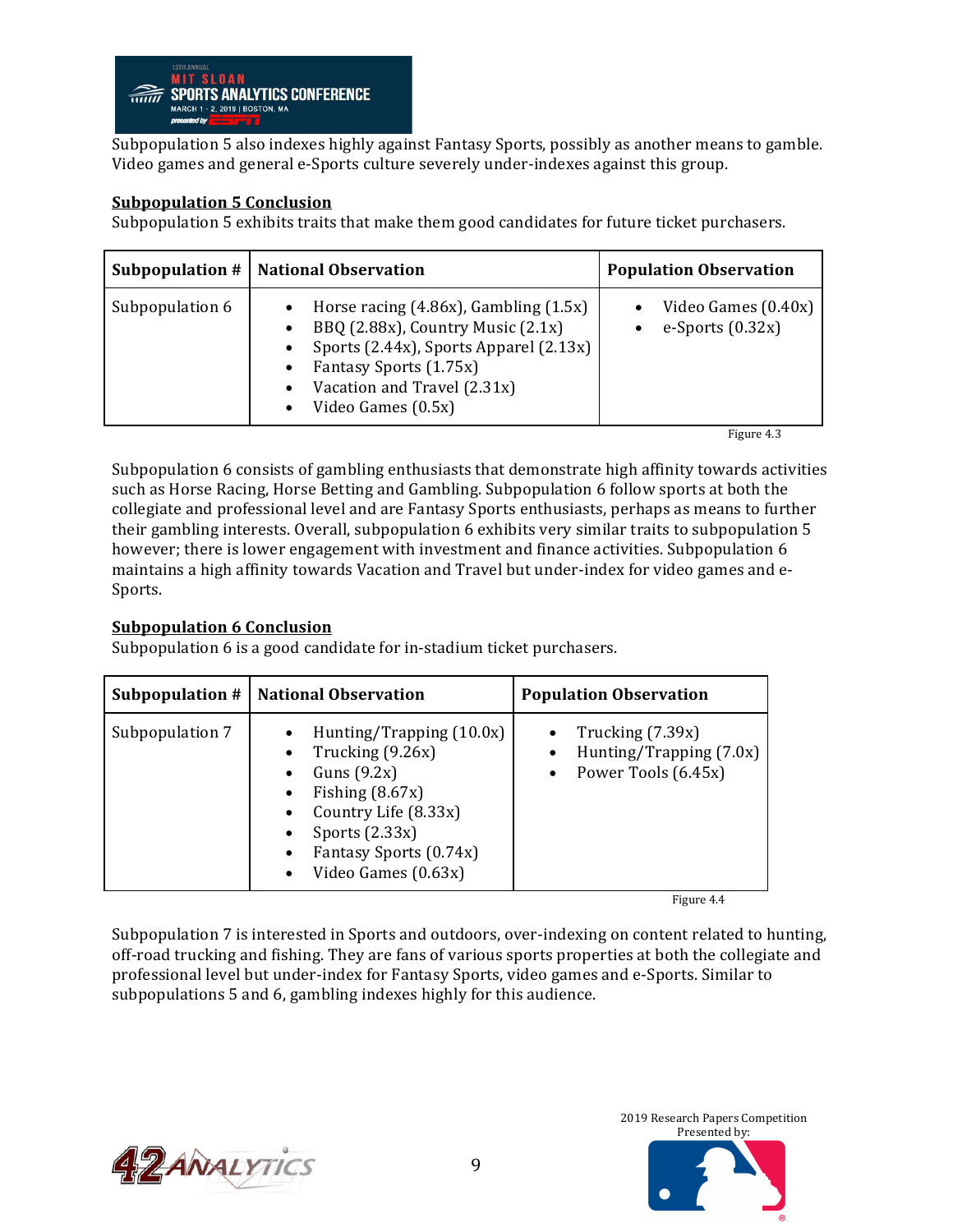Subpopulation 5 also indexes highly against Fantasy Sports, possibly as another means to gamble. Video games and general e-Sports culture severely under-indexes against this group.

**Subpopulation 5 Conclusion**

Subpopulation 5 exhibits traits that make them good candidates for future ticket purchasers.

| Subpopulation # | National Observation | Population Observation |
|---|---|---|
| Subpopulation 6 | • Horse racing (4.86x), Gambling (1.5x)<br>• BBQ (2.88x), Country Music (2.1x)<br>• Sports (2.44x), Sports Apparel (2.13x)<br>• Fantasy Sports (1.75x)<br>• Vacation and Travel (2.31x)<br>• Video Games (0.5x) | • Video Games (0.40x)<br>• e-Sports (0.32x) |

Figure 4.3

Subpopulation 6 consists of gambling enthusiasts that demonstrate high affinity towards activities such as Horse Racing, Horse Betting and Gambling. Subpopulation 6 follow sports at both the collegiate and professional level and are Fantasy Sports enthusiasts, perhaps as means to further their gambling interests. Overall, subpopulation 6 exhibits very similar traits to subpopulation 5 however; there is lower engagement with investment and finance activities. Subpopulation 6 maintains a high affinity towards Vacation and Travel but under-index for video games and e-Sports.

**Subpopulation 6 Conclusion**

Subpopulation 6 is a good candidate for in-stadium ticket purchasers.

| Subpopulation # | National Observation | Population Observation |
|---|---|---|
| Subpopulation 7 | • Hunting/Trapping (10.0x)<br>• Trucking (9.26x)<br>• Guns (9.2x)<br>• Fishing (8.67x)<br>• Country Life (8.33x)<br>• Sports (2.33x)<br>• Fantasy Sports (0.74x)<br>• Video Games (0.63x) | • Trucking (7.39x)<br>• Hunting/Trapping (7.0x)<br>• Power Tools (6.45x) |

Figure 4.4

Subpopulation 7 is interested in Sports and outdoors, over-indexing on content related to hunting, off-road trucking and fishing. They are fans of various sports properties at both the collegiate and professional level but under-index for Fantasy Sports, video games and e-Sports. Similar to subpopulations 5 and 6, gambling indexes highly for this audience.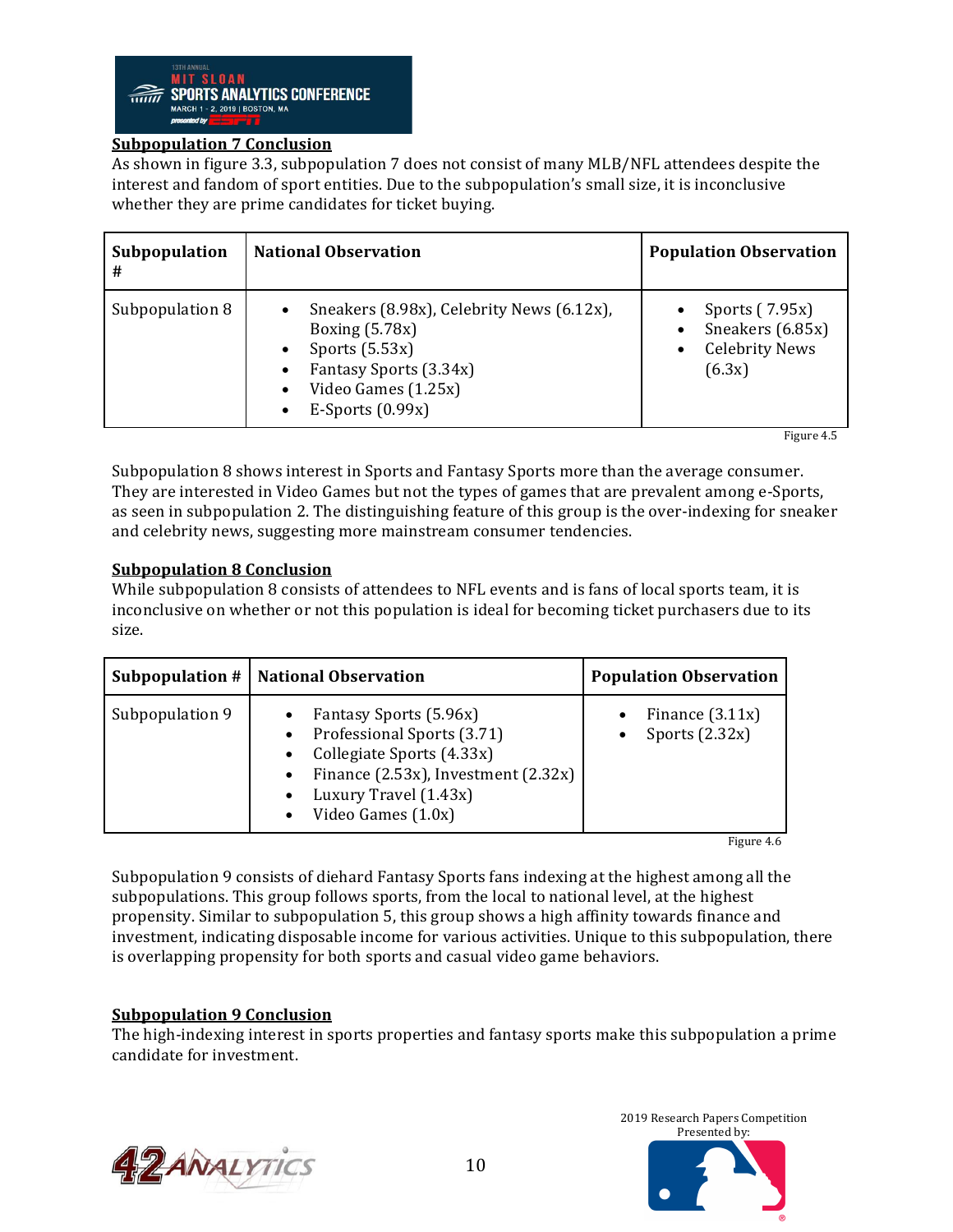**Subpopulation 7 Conclusion**

As shown in figure 3.3, subpopulation 7 does not consist of many MLB/NFL attendees despite the interest and fandom of sport entities. Due to the subpopulation's small size, it is inconclusive whether they are prime candidates for ticket buying.

| Subpopulation # | National Observation | Population Observation |
|---|---|---|
| Subpopulation 8 | • Sneakers (8.98x), Celebrity News (6.12x), Boxing (5.78x)<br>• Sports (5.53x)<br>• Fantasy Sports (3.34x)<br>• Video Games (1.25x)<br>• E-Sports (0.99x) | • Sports ( 7.95x)<br>• Sneakers (6.85x)<br>• Celebrity News (6.3x) |

Figure 4.5

Subpopulation 8 shows interest in Sports and Fantasy Sports more than the average consumer. They are interested in Video Games but not the types of games that are prevalent among e-Sports, as seen in subpopulation 2. The distinguishing feature of this group is the over-indexing for sneaker and celebrity news, suggesting more mainstream consumer tendencies.

**Subpopulation 8 Conclusion**

While subpopulation 8 consists of attendees to NFL events and is fans of local sports team, it is inconclusive on whether or not this population is ideal for becoming ticket purchasers due to its size.

| Subpopulation # | National Observation | Population Observation |
|---|---|---|
| Subpopulation 9 | • Fantasy Sports (5.96x)<br>• Professional Sports (3.71)<br>• Collegiate Sports (4.33x)<br>• Finance (2.53x), Investment (2.32x)<br>• Luxury Travel (1.43x)<br>• Video Games (1.0x) | • Finance (3.11x)<br>• Sports (2.32x) |

Figure 4.6

Subpopulation 9 consists of diehard Fantasy Sports fans indexing at the highest among all the subpopulations. This group follows sports, from the local to national level, at the highest propensity. Similar to subpopulation 5, this group shows a high affinity towards finance and investment, indicating disposable income for various activities. Unique to this subpopulation, there is overlapping propensity for both sports and casual video game behaviors.

**Subpopulation 9 Conclusion**

The high-indexing interest in sports properties and fantasy sports make this subpopulation a prime candidate for investment.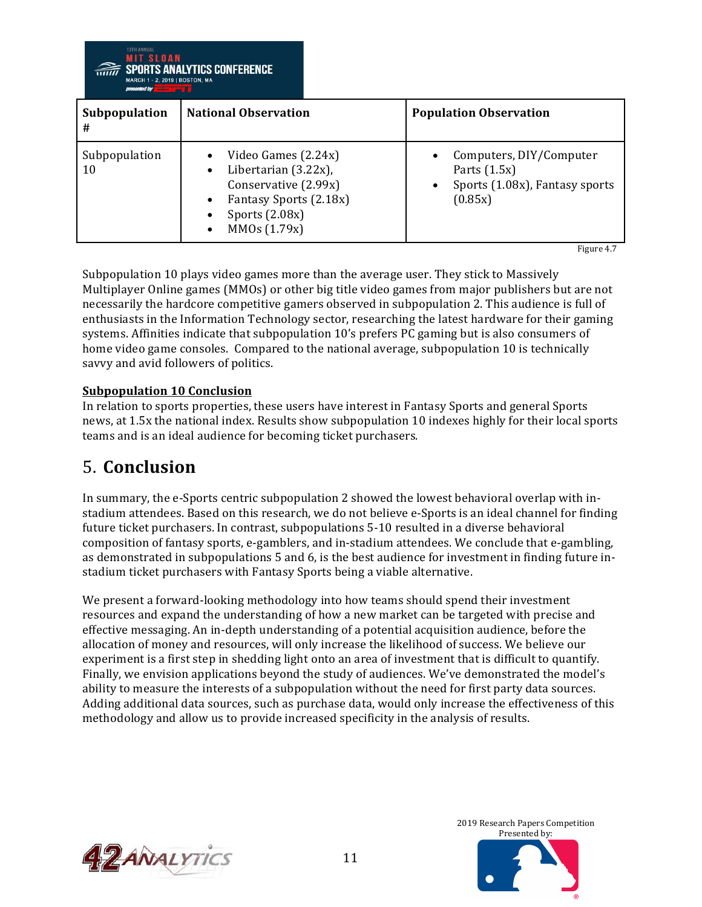| Subpopulation # | National Observation | Population Observation |
|---|---|---|
| Subpopulation 10 | • Video Games (2.24x)<br>• Libertarian (3.22x), Conservative (2.99x)<br>• Fantasy Sports (2.18x)<br>• Sports (2.08x)<br>• MMOs (1.79x) | • Computers, DIY/Computer Parts (1.5x)<br>• Sports (1.08x), Fantasy sports (0.85x) |

Figure 4.7

Subpopulation 10 plays video games more than the average user. They stick to Massively Multiplayer Online games (MMOs) or other big title video games from major publishers but are not necessarily the hardcore competitive gamers observed in subpopulation 2. This audience is full of enthusiasts in the Information Technology sector, researching the latest hardware for their gaming systems. Affinities indicate that subpopulation 10's prefers PC gaming but is also consumers of home video game consoles. Compared to the national average, subpopulation 10 is technically savvy and avid followers of politics.

**Subpopulation 10 Conclusion**

In relation to sports properties, these users have interest in Fantasy Sports and general Sports news, at 1.5x the national index. Results show subpopulation 10 indexes highly for their local sports teams and is an ideal audience for becoming ticket purchasers.

# 5. Conclusion

In summary, the e-Sports centric subpopulation 2 showed the lowest behavioral overlap with in-stadium attendees. Based on this research, we do not believe e-Sports is an ideal channel for finding future ticket purchasers. In contrast, subpopulations 5-10 resulted in a diverse behavioral composition of fantasy sports, e-gamblers, and in-stadium attendees. We conclude that e-gambling, as demonstrated in subpopulations 5 and 6, is the best audience for investment in finding future in-stadium ticket purchasers with Fantasy Sports being a viable alternative.

We present a forward-looking methodology into how teams should spend their investment resources and expand the understanding of how a new market can be targeted with precise and effective messaging. An in-depth understanding of a potential acquisition audience, before the allocation of money and resources, will only increase the likelihood of success. We believe our experiment is a first step in shedding light onto an area of investment that is difficult to quantify. Finally, we envision applications beyond the study of audiences. We've demonstrated the model's ability to measure the interests of a subpopulation without the need for first party data sources. Adding additional data sources, such as purchase data, would only increase the effectiveness of this methodology and allow us to provide increased specificity in the analysis of results.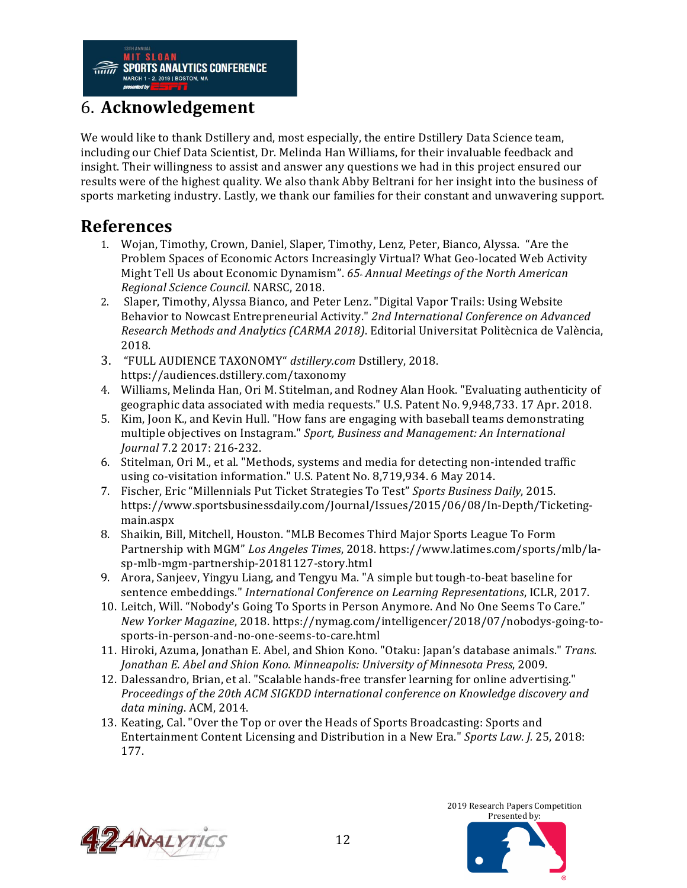# 6. **Acknowledgement**

We would like to thank Dstillery and, most especially, the entire Dstillery Data Science team, including our Chief Data Scientist, Dr. Melinda Han Williams, for their invaluable feedback and insight. Their willingness to assist and answer any questions we had in this project ensured our results were of the highest quality. We also thank Abby Beltrani for her insight into the business of sports marketing industry. Lastly, we thank our families for their constant and unwavering support.

# **References**

1. Wojan, Timothy, Crown, Daniel, Slaper, Timothy, Lenz, Peter, Bianco, Alyssa. "Are the Problem Spaces of Economic Actors Increasingly Virtual? What Geo-located Web Activity Might Tell Us about Economic Dynamism". *65th Annual Meetings of the North American Regional Science Council*. NARSC, 2018.
2. Slaper, Timothy, Alyssa Bianco, and Peter Lenz. "Digital Vapor Trails: Using Website Behavior to Nowcast Entrepreneurial Activity." *2nd International Conference on Advanced Research Methods and Analytics (CARMA 2018)*. Editorial Universitat Politècnica de València, 2018.
3. "FULL AUDIENCE TAXONOMY" *dstillery.com* Dstillery, 2018. https://audiences.dstillery.com/taxonomy
4. Williams, Melinda Han, Ori M. Stitelman, and Rodney Alan Hook. "Evaluating authenticity of geographic data associated with media requests." U.S. Patent No. 9,948,733. 17 Apr. 2018.
5. Kim, Joon K., and Kevin Hull. "How fans are engaging with baseball teams demonstrating multiple objectives on Instagram." *Sport, Business and Management: An International Journal* 7.2 2017: 216-232.
6. Stitelman, Ori M., et al. "Methods, systems and media for detecting non-intended traffic using co-visitation information." U.S. Patent No. 8,719,934. 6 May 2014.
7. Fischer, Eric "Millennials Put Ticket Strategies To Test" *Sports Business Daily*, 2015. https://www.sportsbusinessdaily.com/Journal/Issues/2015/06/08/In-Depth/Ticketing-main.aspx
8. Shaikin, Bill, Mitchell, Houston. "MLB Becomes Third Major Sports League To Form Partnership with MGM" *Los Angeles Times*, 2018. https://www.latimes.com/sports/mlb/la-sp-mlb-mgm-partnership-20181127-story.html
9. Arora, Sanjeev, Yingyu Liang, and Tengyu Ma. "A simple but tough-to-beat baseline for sentence embeddings." *International Conference on Learning Representations*, ICLR, 2017.
10. Leitch, Will. "Nobody's Going To Sports in Person Anymore. And No One Seems To Care." *New Yorker Magazine*, 2018. https://nymag.com/intelligencer/2018/07/nobodys-going-to-sports-in-person-and-no-one-seems-to-care.html
11. Hiroki, Azuma, Jonathan E. Abel, and Shion Kono. "Otaku: Japan's database animals." *Trans. Jonathan E. Abel and Shion Kono. Minneapolis: University of Minnesota Press*, 2009.
12. Dalessandro, Brian, et al. "Scalable hands-free transfer learning for online advertising." *Proceedings of the 20th ACM SIGKDD international conference on Knowledge discovery and data mining*. ACM, 2014.
13. Keating, Cal. "Over the Top or over the Heads of Sports Broadcasting: Sports and Entertainment Content Licensing and Distribution in a New Era." *Sports Law. J.* 25, 2018: 177.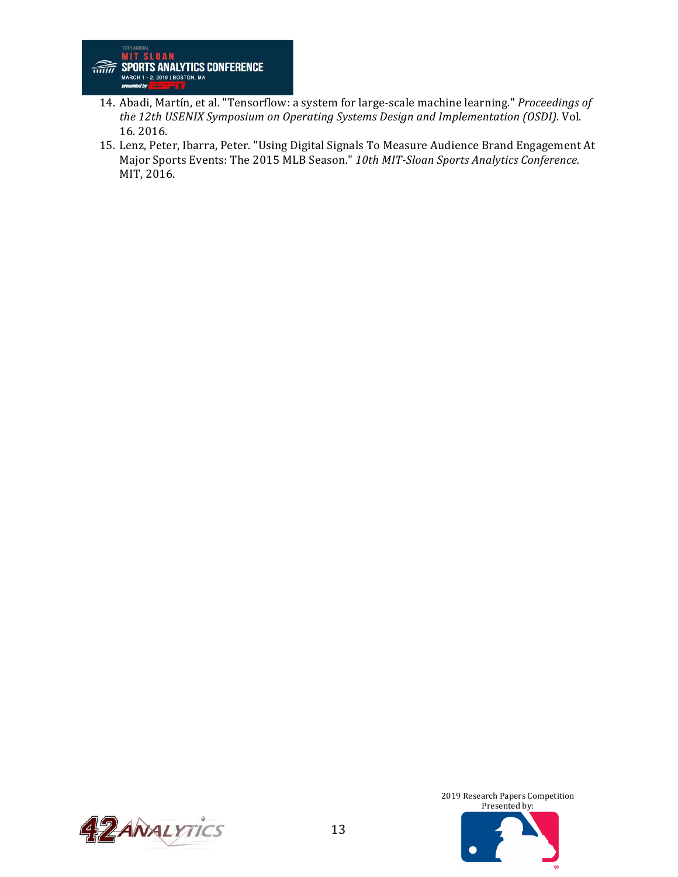14. Abadi, Martín, et al. "Tensorflow: a system for large-scale machine learning." *Proceedings of the 12th USENIX Symposium on Operating Systems Design and Implementation (OSDI)*. Vol. 16. 2016.
15. Lenz, Peter, Ibarra, Peter. "Using Digital Signals To Measure Audience Brand Engagement At Major Sports Events: The 2015 MLB Season." *10th MIT-Sloan Sports Analytics Conference.* MIT, 2016.